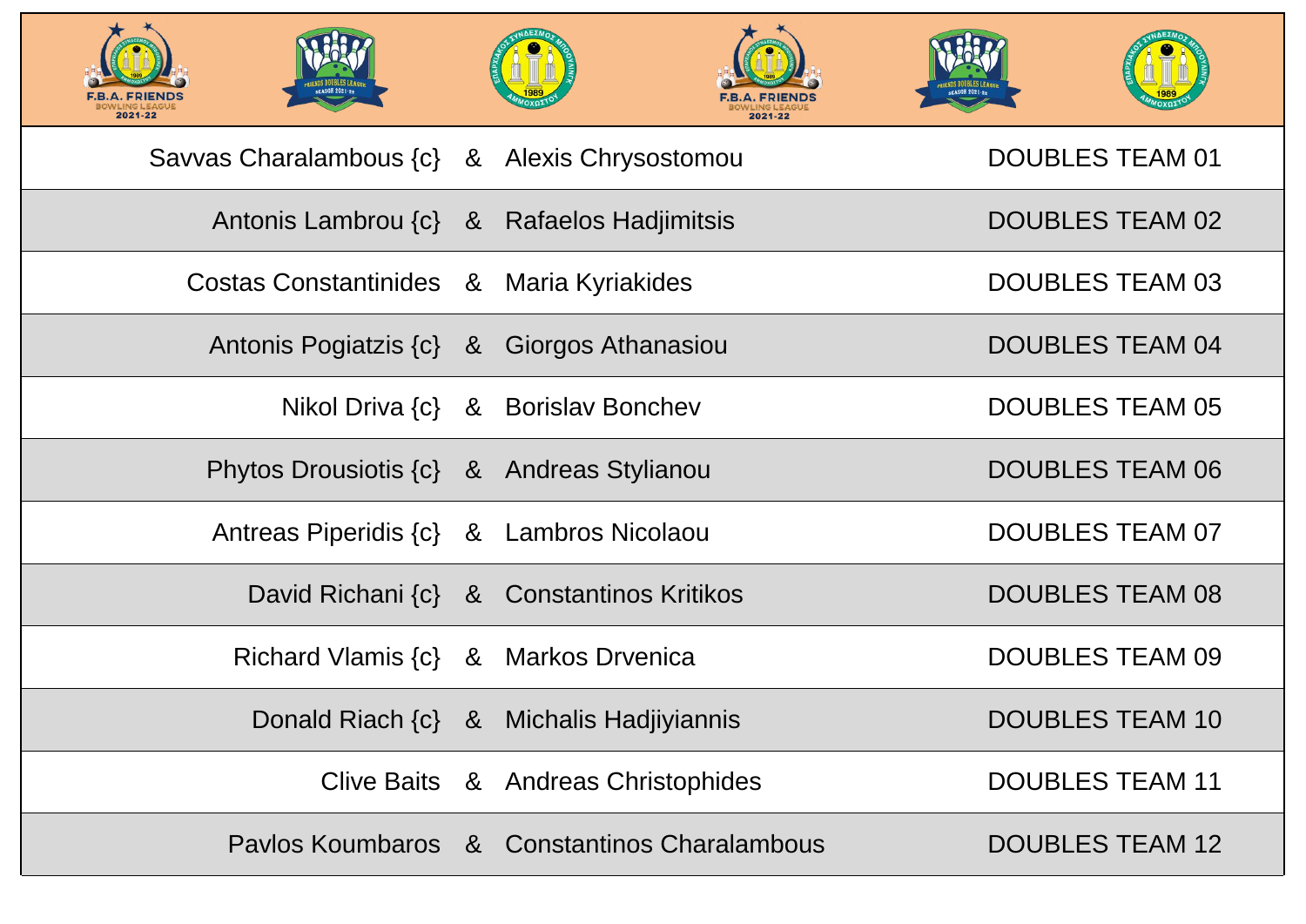| Player 1 | | Player 2 | Team |
|---|---|---|---|
| Savvas Charalambous {c} | & | Alexis Chrysostomou | DOUBLES TEAM 01 |
| Antonis Lambrou {c} | & | Rafaelos Hadjimitsis | DOUBLES TEAM 02 |
| Costas Constantinides | & | Maria Kyriakides | DOUBLES TEAM 03 |
| Antonis Pogiatzis {c} | & | Giorgos Athanasiou | DOUBLES TEAM 04 |
| Nikol Driva {c} | & | Borislav Bonchev | DOUBLES TEAM 05 |
| Phytos Drousiotis {c} | & | Andreas Stylianou | DOUBLES TEAM 06 |
| Antreas Piperidis {c} | & | Lambros Nicolaou | DOUBLES TEAM 07 |
| David Richani {c} | & | Constantinos Kritikos | DOUBLES TEAM 08 |
| Richard Vlamis {c} | & | Markos Drvenica | DOUBLES TEAM 09 |
| Donald Riach {c} | & | Michalis Hadjiyiannis | DOUBLES TEAM 10 |
| Clive Baits | & | Andreas Christophides | DOUBLES TEAM 11 |
| Pavlos Koumbaros | & | Constantinos Charalambous | DOUBLES TEAM 12 |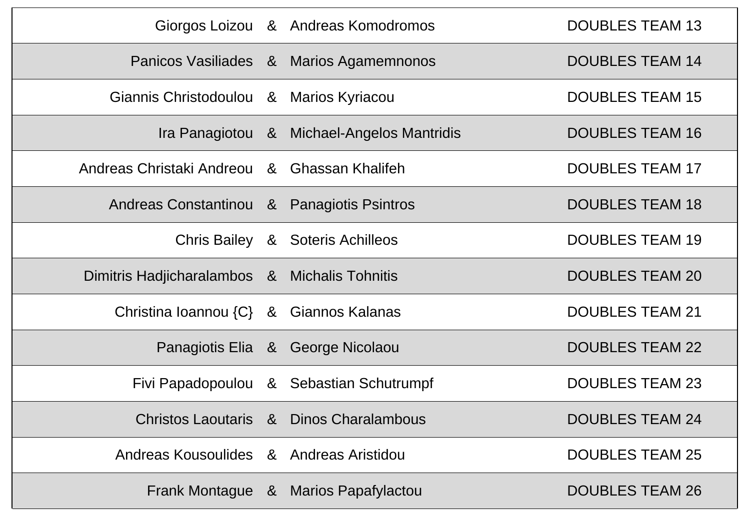| Player 1 | & | Player 2 | Team |
|---|---|---|---|
| Giorgos Loizou | & | Andreas Komodromos | DOUBLES TEAM 13 |
| Panicos Vasiliades | & | Marios Agamemnonos | DOUBLES TEAM 14 |
| Giannis Christodoulou | & | Marios Kyriacou | DOUBLES TEAM 15 |
| Ira Panagiotou | & | Michael-Angelos Mantridis | DOUBLES TEAM 16 |
| Andreas Christaki Andreou | & | Ghassan Khalifeh | DOUBLES TEAM 17 |
| Andreas Constantinou | & | Panagiotis Psintros | DOUBLES TEAM 18 |
| Chris Bailey | & | Soteris Achilleos | DOUBLES TEAM 19 |
| Dimitris Hadjicharalambos | & | Michalis Tohnitis | DOUBLES TEAM 20 |
| Christina Ioannou {C} | & | Giannos Kalanas | DOUBLES TEAM 21 |
| Panagiotis Elia | & | George Nicolaou | DOUBLES TEAM 22 |
| Fivi Papadopoulou | & | Sebastian Schutrumpf | DOUBLES TEAM 23 |
| Christos Laoutaris | & | Dinos Charalambous | DOUBLES TEAM 24 |
| Andreas Kousoulides | & | Andreas Aristidou | DOUBLES TEAM 25 |
| Frank Montague | & | Marios Papafylactou | DOUBLES TEAM 26 |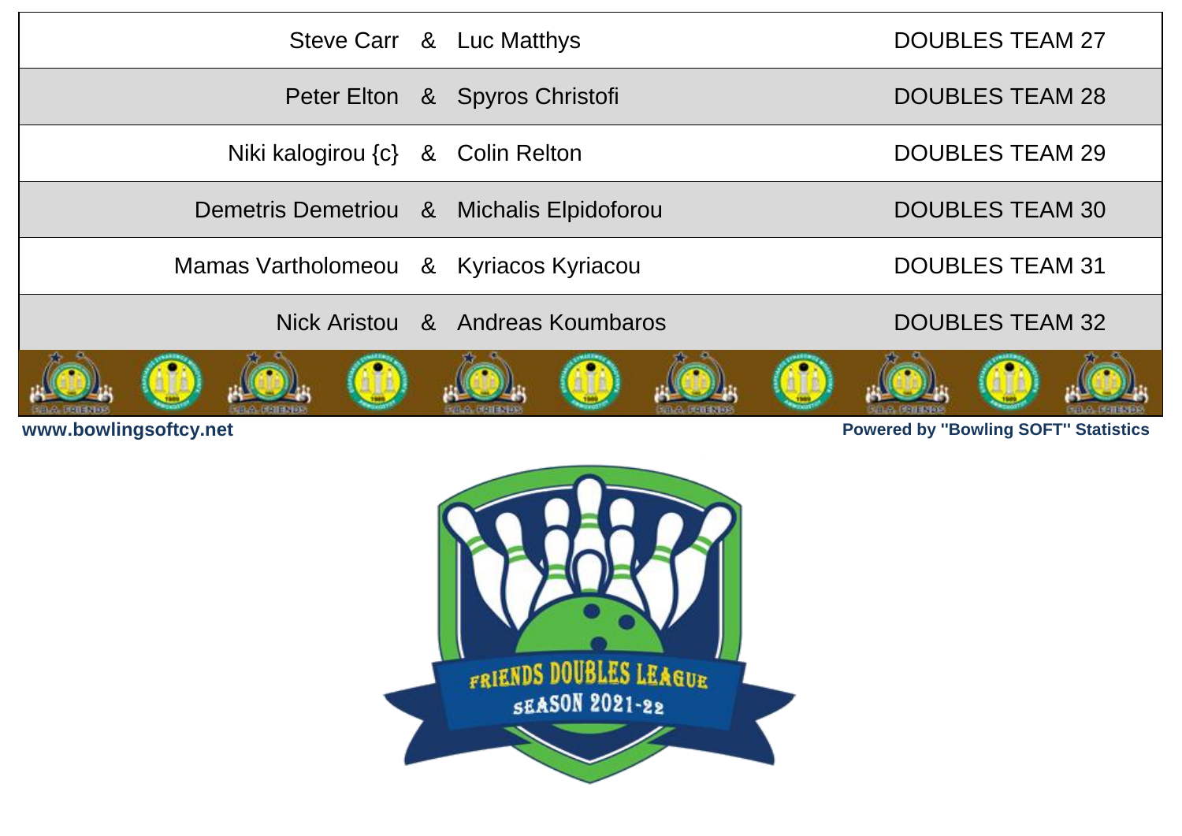| | | | |
|---|---|---|---|
| Steve Carr | & | Luc Matthys | DOUBLES TEAM 27 |
| Peter Elton | & | Spyros Christofi | DOUBLES TEAM 28 |
| Niki kalogirou {c} | & | Colin Relton | DOUBLES TEAM 29 |
| Demetris Demetriou | & | Michalis Elpidoforou | DOUBLES TEAM 30 |
| Mamas Vartholomeou | & | Kyriacos Kyriacou | DOUBLES TEAM 31 |
| Nick Aristou | & | Andreas Koumbaros | DOUBLES TEAM 32 |

**www.bowlingsoftcy.net**

**Powered by "Bowling SOFT" Statistics**

FRIENDS DOUBLES LEAGUE
SEASON 2021-22